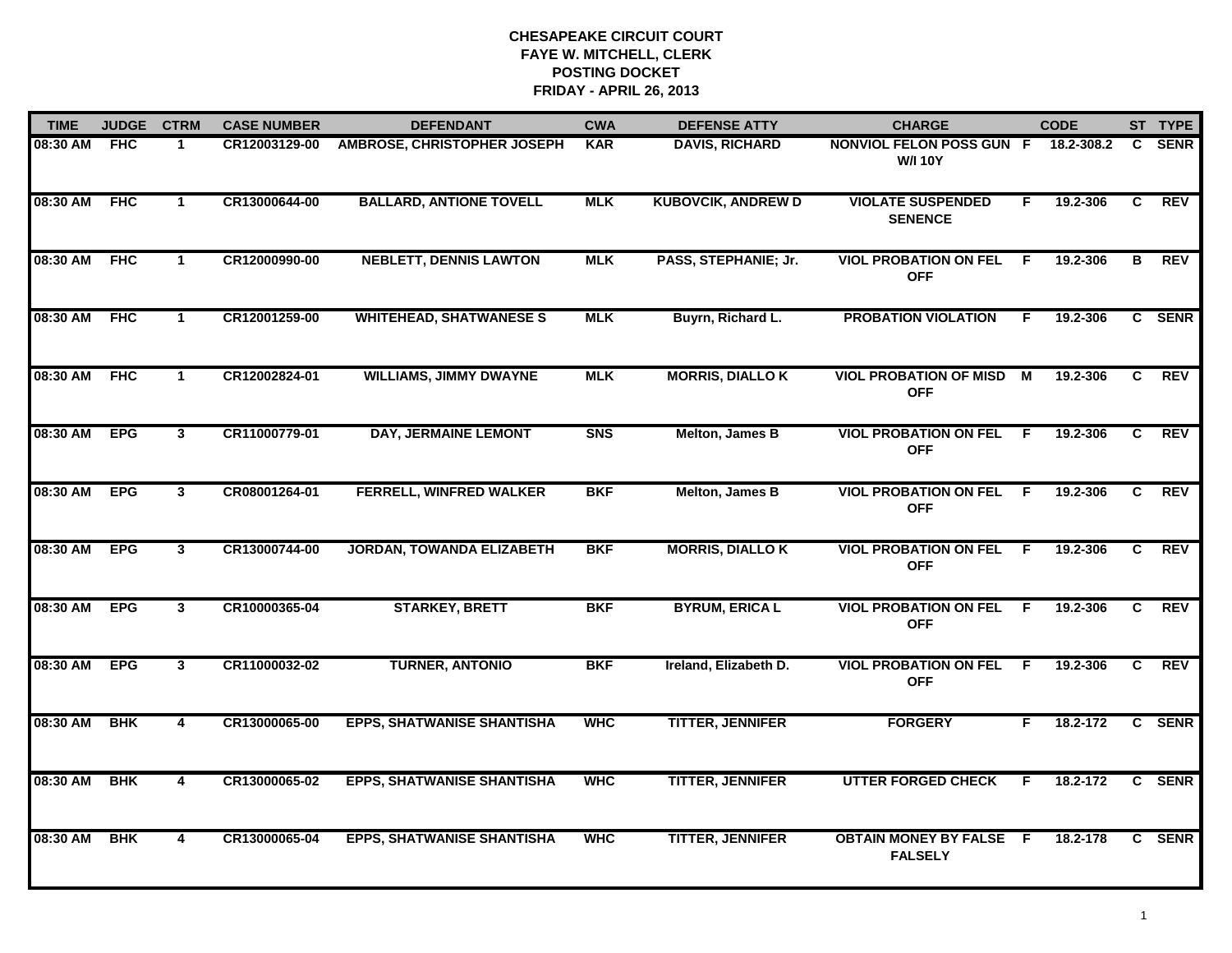**CHESAPEAKE CIRCUIT COURT**
**FAYE W. MITCHELL, CLERK**
**POSTING DOCKET**
**FRIDAY - APRIL 26, 2013**

| TIME | JUDGE | CTRM | CASE NUMBER | DEFENDANT | CWA | DEFENSE ATTY | CHARGE | | CODE | ST | TYPE |
|---|---|---|---|---|---|---|---|---|---|---|---|
| 08:30 AM | FHC | 1 | CR12003129-00 | AMBROSE, CHRISTOPHER JOSEPH | KAR | DAVIS, RICHARD | NONVIOL FELON POSS GUN W/I 10Y | F | 18.2-308.2 | C | SENR |
| 08:30 AM | FHC | 1 | CR13000644-00 | BALLARD, ANTIONE TOVELL | MLK | KUBOVCIK, ANDREW D | VIOLATE SUSPENDED SENENCE | F | 19.2-306 | C | REV |
| 08:30 AM | FHC | 1 | CR12000990-00 | NEBLETT, DENNIS LAWTON | MLK | PASS, STEPHANIE; Jr. | VIOL PROBATION ON FEL OFF | F | 19.2-306 | B | REV |
| 08:30 AM | FHC | 1 | CR12001259-00 | WHITEHEAD, SHATWANESE S | MLK | Buyrn, Richard L. | PROBATION VIOLATION | F | 19.2-306 | C | SENR |
| 08:30 AM | FHC | 1 | CR12002824-01 | WILLIAMS, JIMMY DWAYNE | MLK | MORRIS, DIALLO K | VIOL PROBATION OF MISD OFF | M | 19.2-306 | C | REV |
| 08:30 AM | EPG | 3 | CR11000779-01 | DAY, JERMAINE LEMONT | SNS | Melton, James B | VIOL PROBATION ON FEL OFF | F | 19.2-306 | C | REV |
| 08:30 AM | EPG | 3 | CR08001264-01 | FERRELL, WINFRED WALKER | BKF | Melton, James B | VIOL PROBATION ON FEL OFF | F | 19.2-306 | C | REV |
| 08:30 AM | EPG | 3 | CR13000744-00 | JORDAN, TOWANDA ELIZABETH | BKF | MORRIS, DIALLO K | VIOL PROBATION ON FEL OFF | F | 19.2-306 | C | REV |
| 08:30 AM | EPG | 3 | CR10000365-04 | STARKEY, BRETT | BKF | BYRUM, ERICA L | VIOL PROBATION ON FEL OFF | F | 19.2-306 | C | REV |
| 08:30 AM | EPG | 3 | CR11000032-02 | TURNER, ANTONIO | BKF | Ireland, Elizabeth D. | VIOL PROBATION ON FEL OFF | F | 19.2-306 | C | REV |
| 08:30 AM | BHK | 4 | CR13000065-00 | EPPS, SHATWANISE SHANTISHA | WHC | TITTER, JENNIFER | FORGERY | F | 18.2-172 | C | SENR |
| 08:30 AM | BHK | 4 | CR13000065-02 | EPPS, SHATWANISE SHANTISHA | WHC | TITTER, JENNIFER | UTTER FORGED CHECK | F | 18.2-172 | C | SENR |
| 08:30 AM | BHK | 4 | CR13000065-04 | EPPS, SHATWANISE SHANTISHA | WHC | TITTER, JENNIFER | OBTAIN MONEY BY FALSE FALSELY | F | 18.2-178 | C | SENR |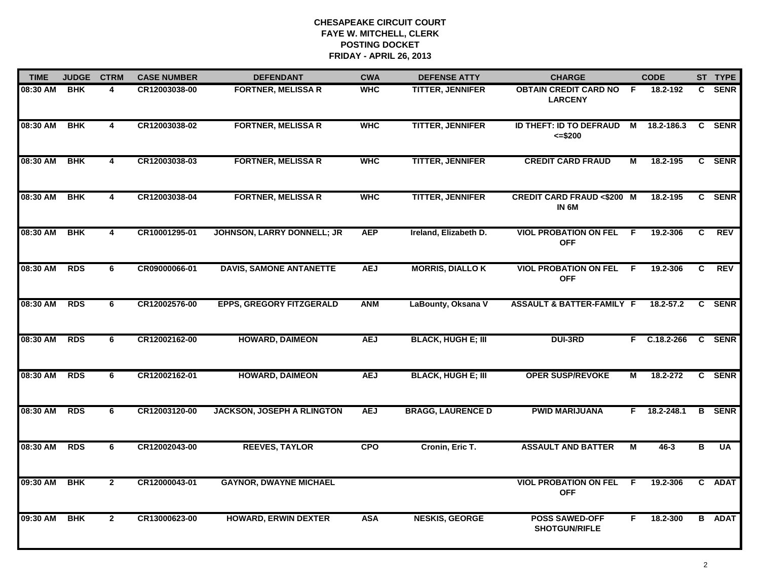**CHESAPEAKE CIRCUIT COURT**
**FAYE W. MITCHELL, CLERK**
**POSTING DOCKET**
**FRIDAY - APRIL 26, 2013**

| TIME | JUDGE | CTRM | CASE NUMBER | DEFENDANT | CWA | DEFENSE ATTY | CHARGE | | CODE | ST | TYPE |
|---|---|---|---|---|---|---|---|---|---|---|---|
| 08:30 AM | BHK | 4 | CR12003038-00 | FORTNER, MELISSA R | WHC | TITTER, JENNIFER | OBTAIN CREDIT CARD NO LARCENY | F | 18.2-192 | C | SENR |
| 08:30 AM | BHK | 4 | CR12003038-02 | FORTNER, MELISSA R | WHC | TITTER, JENNIFER | ID THEFT: ID TO DEFRAUD <=$200 | M | 18.2-186.3 | C | SENR |
| 08:30 AM | BHK | 4 | CR12003038-03 | FORTNER, MELISSA R | WHC | TITTER, JENNIFER | CREDIT CARD FRAUD | M | 18.2-195 | C | SENR |
| 08:30 AM | BHK | 4 | CR12003038-04 | FORTNER, MELISSA R | WHC | TITTER, JENNIFER | CREDIT CARD FRAUD <$200 IN 6M | M | 18.2-195 | C | SENR |
| 08:30 AM | BHK | 4 | CR10001295-01 | JOHNSON, LARRY DONNELL; JR | AEP | Ireland, Elizabeth D. | VIOL PROBATION ON FEL OFF | F | 19.2-306 | C | REV |
| 08:30 AM | RDS | 6 | CR09000066-01 | DAVIS, SAMONE ANTANETTE | AEJ | MORRIS, DIALLO K | VIOL PROBATION ON FEL OFF | F | 19.2-306 | C | REV |
| 08:30 AM | RDS | 6 | CR12002576-00 | EPPS, GREGORY FITZGERALD | ANM | LaBounty, Oksana V | ASSAULT & BATTER-FAMILY | F | 18.2-57.2 | C | SENR |
| 08:30 AM | RDS | 6 | CR12002162-00 | HOWARD, DAIMEON | AEJ | BLACK, HUGH E; III | DUI-3RD | F | C.18.2-266 | C | SENR |
| 08:30 AM | RDS | 6 | CR12002162-01 | HOWARD, DAIMEON | AEJ | BLACK, HUGH E; III | OPER SUSP/REVOKE | M | 18.2-272 | C | SENR |
| 08:30 AM | RDS | 6 | CR12003120-00 | JACKSON, JOSEPH A RLINGTON | AEJ | BRAGG, LAURENCE D | PWID MARIJUANA | F | 18.2-248.1 | B | SENR |
| 08:30 AM | RDS | 6 | CR12002043-00 | REEVES, TAYLOR | CPO | Cronin, Eric T. | ASSAULT AND BATTER | M | 46-3 | B | UA |
| 09:30 AM | BHK | 2 | CR12000043-01 | GAYNOR, DWAYNE MICHAEL | | | VIOL PROBATION ON FEL OFF | F | 19.2-306 | C | ADAT |
| 09:30 AM | BHK | 2 | CR13000623-00 | HOWARD, ERWIN DEXTER | ASA | NESKIS, GEORGE | POSS SAWED-OFF SHOTGUN/RIFLE | F | 18.2-300 | B | ADAT |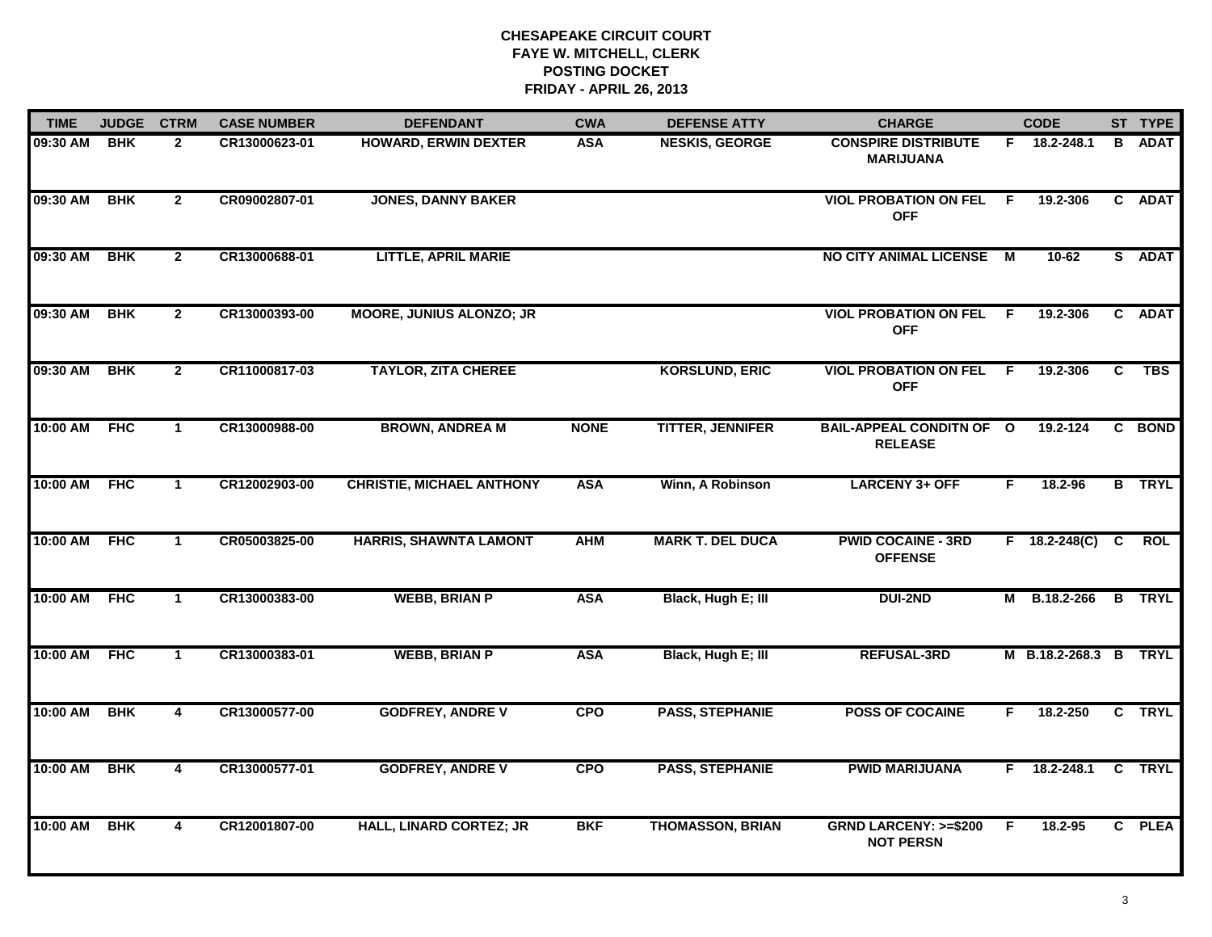**CHESAPEAKE CIRCUIT COURT**
**FAYE W. MITCHELL, CLERK**
**POSTING DOCKET**
**FRIDAY - APRIL 26, 2013**

| TIME | JUDGE | CTRM | CASE NUMBER | DEFENDANT | CWA | DEFENSE ATTY | CHARGE | | CODE | ST | TYPE |
|---|---|---|---|---|---|---|---|---|---|---|---|
| 09:30 AM | BHK | 2 | CR13000623-01 | HOWARD, ERWIN DEXTER | ASA | NESKIS, GEORGE | CONSPIRE DISTRIBUTE MARIJUANA | F | 18.2-248.1 | B | ADAT |
| 09:30 AM | BHK | 2 | CR09002807-01 | JONES, DANNY BAKER | | | VIOL PROBATION ON FEL OFF | F | 19.2-306 | C | ADAT |
| 09:30 AM | BHK | 2 | CR13000688-01 | LITTLE, APRIL MARIE | | | NO CITY ANIMAL LICENSE | M | 10-62 | S | ADAT |
| 09:30 AM | BHK | 2 | CR13000393-00 | MOORE, JUNIUS ALONZO; JR | | | VIOL PROBATION ON FEL OFF | F | 19.2-306 | C | ADAT |
| 09:30 AM | BHK | 2 | CR11000817-03 | TAYLOR, ZITA CHEREE | | KORSLUND, ERIC | VIOL PROBATION ON FEL OFF | F | 19.2-306 | C | TBS |
| 10:00 AM | FHC | 1 | CR13000988-00 | BROWN, ANDREA M | NONE | TITTER, JENNIFER | BAIL-APPEAL CONDITN OF RELEASE | O | 19.2-124 | C | BOND |
| 10:00 AM | FHC | 1 | CR12002903-00 | CHRISTIE, MICHAEL ANTHONY | ASA | Winn, A Robinson | LARCENY 3+ OFF | F | 18.2-96 | B | TRYL |
| 10:00 AM | FHC | 1 | CR05003825-00 | HARRIS, SHAWNTA LAMONT | AHM | MARK T. DEL DUCA | PWID COCAINE - 3RD OFFENSE | F | 18.2-248(C) | C | ROL |
| 10:00 AM | FHC | 1 | CR13000383-00 | WEBB, BRIAN P | ASA | Black, Hugh E; III | DUI-2ND | M | B.18.2-266 | B | TRYL |
| 10:00 AM | FHC | 1 | CR13000383-01 | WEBB, BRIAN P | ASA | Black, Hugh E; III | REFUSAL-3RD | M | B.18.2-268.3 | B | TRYL |
| 10:00 AM | BHK | 4 | CR13000577-00 | GODFREY, ANDRE V | CPO | PASS, STEPHANIE | POSS OF COCAINE | F | 18.2-250 | C | TRYL |
| 10:00 AM | BHK | 4 | CR13000577-01 | GODFREY, ANDRE V | CPO | PASS, STEPHANIE | PWID MARIJUANA | F | 18.2-248.1 | C | TRYL |
| 10:00 AM | BHK | 4 | CR12001807-00 | HALL, LINARD CORTEZ; JR | BKF | THOMASSON, BRIAN | GRND LARCENY: >=$200 NOT PERSN | F | 18.2-95 | C | PLEA |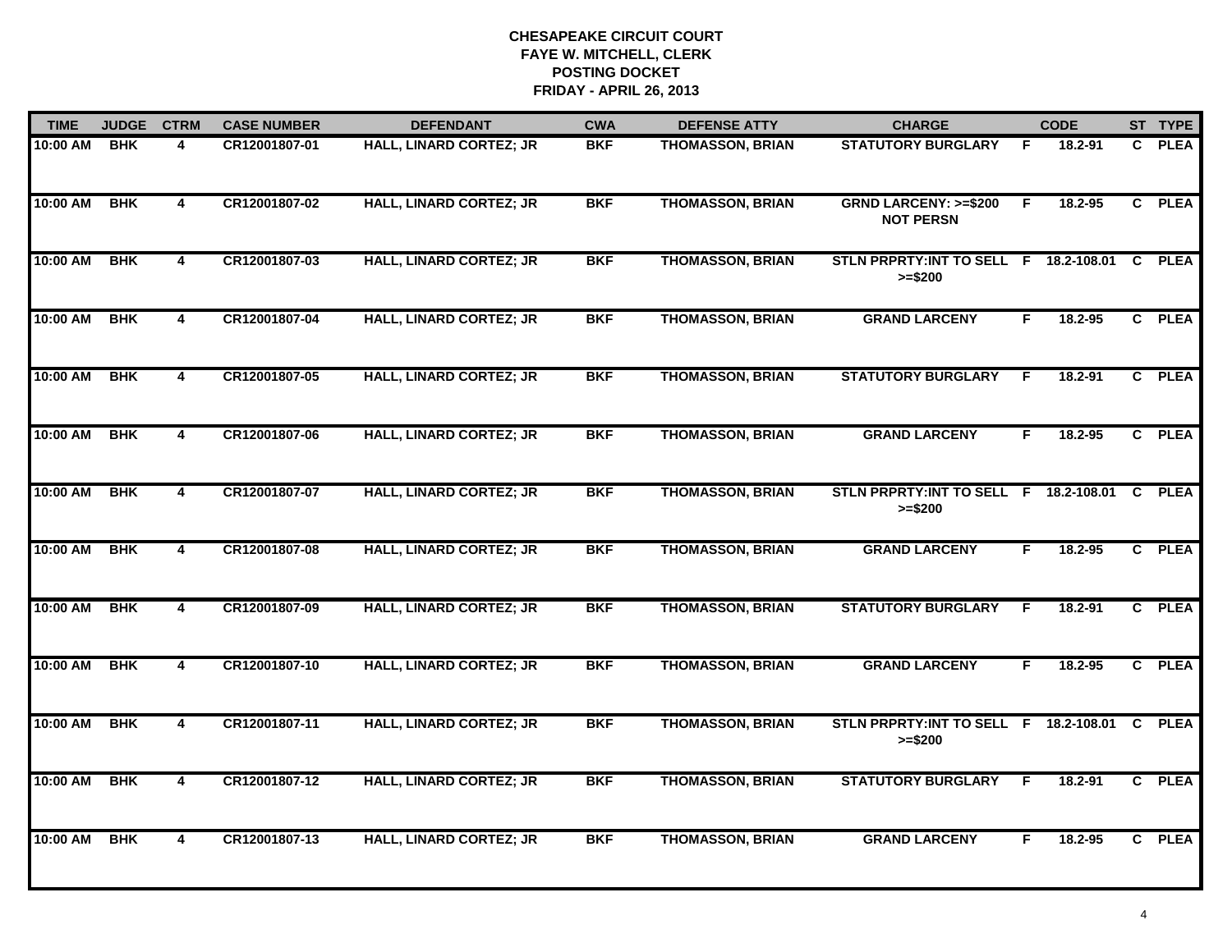# CHESAPEAKE CIRCUIT COURT
## FAYE W. MITCHELL, CLERK
## POSTING DOCKET
## FRIDAY - APRIL 26, 2013

| TIME | JUDGE | CTRM | CASE NUMBER | DEFENDANT | CWA | DEFENSE ATTY | CHARGE | | CODE | ST | TYPE |
|---|---|---|---|---|---|---|---|---|---|---|---|
| 10:00 AM | BHK | 4 | CR12001807-01 | HALL, LINARD CORTEZ; JR | BKF | THOMASSON, BRIAN | STATUTORY BURGLARY | F | 18.2-91 | C | PLEA |
| 10:00 AM | BHK | 4 | CR12001807-02 | HALL, LINARD CORTEZ; JR | BKF | THOMASSON, BRIAN | GRND LARCENY: >=$200 NOT PERSN | F | 18.2-95 | C | PLEA |
| 10:00 AM | BHK | 4 | CR12001807-03 | HALL, LINARD CORTEZ; JR | BKF | THOMASSON, BRIAN | STLN PRPRTY:INT TO SELL >=$200 | F | 18.2-108.01 | C | PLEA |
| 10:00 AM | BHK | 4 | CR12001807-04 | HALL, LINARD CORTEZ; JR | BKF | THOMASSON, BRIAN | GRAND LARCENY | F | 18.2-95 | C | PLEA |
| 10:00 AM | BHK | 4 | CR12001807-05 | HALL, LINARD CORTEZ; JR | BKF | THOMASSON, BRIAN | STATUTORY BURGLARY | F | 18.2-91 | C | PLEA |
| 10:00 AM | BHK | 4 | CR12001807-06 | HALL, LINARD CORTEZ; JR | BKF | THOMASSON, BRIAN | GRAND LARCENY | F | 18.2-95 | C | PLEA |
| 10:00 AM | BHK | 4 | CR12001807-07 | HALL, LINARD CORTEZ; JR | BKF | THOMASSON, BRIAN | STLN PRPRTY:INT TO SELL >=$200 | F | 18.2-108.01 | C | PLEA |
| 10:00 AM | BHK | 4 | CR12001807-08 | HALL, LINARD CORTEZ; JR | BKF | THOMASSON, BRIAN | GRAND LARCENY | F | 18.2-95 | C | PLEA |
| 10:00 AM | BHK | 4 | CR12001807-09 | HALL, LINARD CORTEZ; JR | BKF | THOMASSON, BRIAN | STATUTORY BURGLARY | F | 18.2-91 | C | PLEA |
| 10:00 AM | BHK | 4 | CR12001807-10 | HALL, LINARD CORTEZ; JR | BKF | THOMASSON, BRIAN | GRAND LARCENY | F | 18.2-95 | C | PLEA |
| 10:00 AM | BHK | 4 | CR12001807-11 | HALL, LINARD CORTEZ; JR | BKF | THOMASSON, BRIAN | STLN PRPRTY:INT TO SELL >=$200 | F | 18.2-108.01 | C | PLEA |
| 10:00 AM | BHK | 4 | CR12001807-12 | HALL, LINARD CORTEZ; JR | BKF | THOMASSON, BRIAN | STATUTORY BURGLARY | F | 18.2-91 | C | PLEA |
| 10:00 AM | BHK | 4 | CR12001807-13 | HALL, LINARD CORTEZ; JR | BKF | THOMASSON, BRIAN | GRAND LARCENY | F | 18.2-95 | C | PLEA |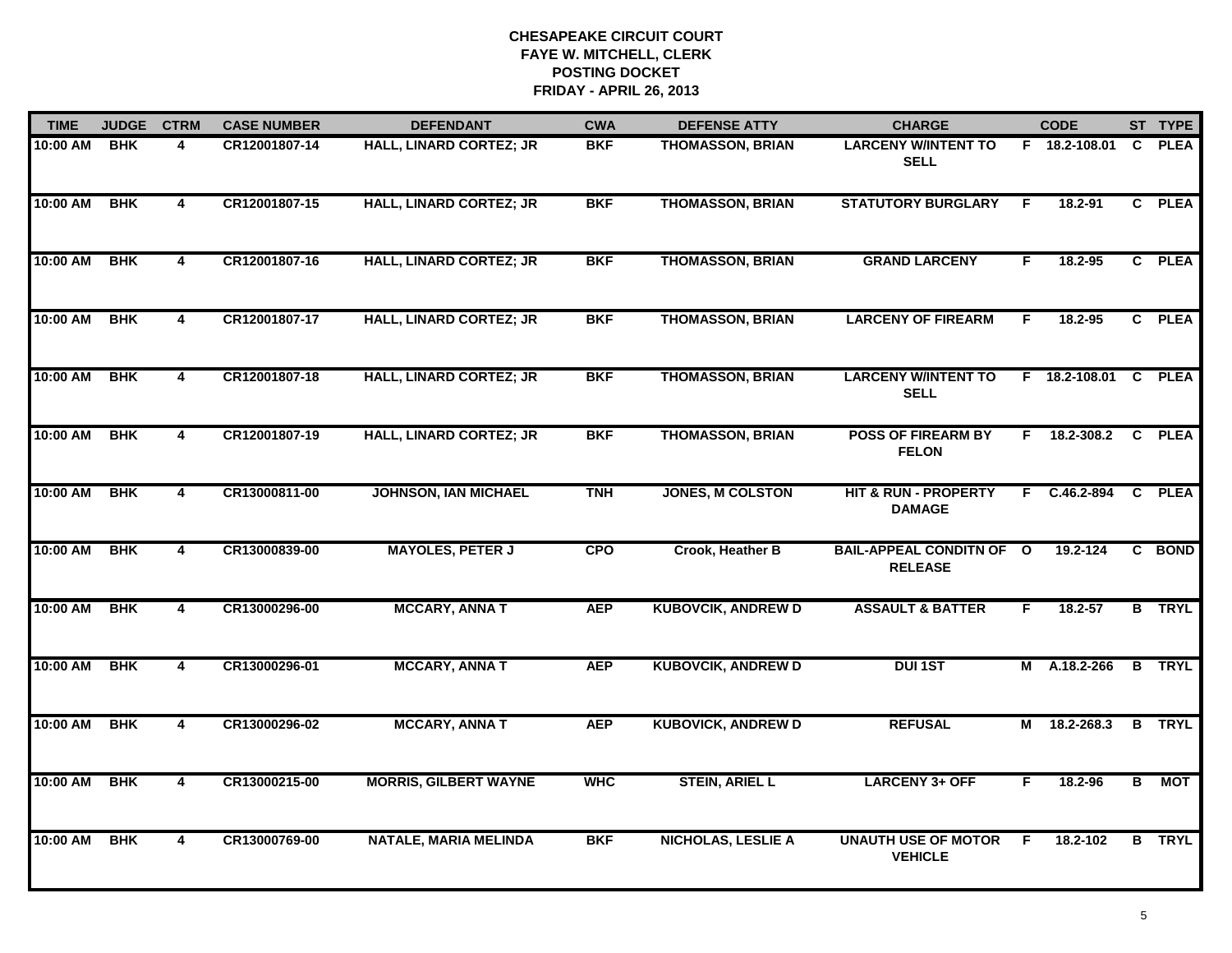# CHESAPEAKE CIRCUIT COURT
## FAYE W. MITCHELL, CLERK
## POSTING DOCKET
## FRIDAY - APRIL 26, 2013

| TIME | JUDGE | CTRM | CASE NUMBER | DEFENDANT | CWA | DEFENSE ATTY | CHARGE | | CODE | ST | TYPE |
|---|---|---|---|---|---|---|---|---|---|---|---|
| 10:00 AM | BHK | 4 | CR12001807-14 | HALL, LINARD CORTEZ; JR | BKF | THOMASSON, BRIAN | LARCENY W/INTENT TO SELL | F | 18.2-108.01 | C | PLEA |
| 10:00 AM | BHK | 4 | CR12001807-15 | HALL, LINARD CORTEZ; JR | BKF | THOMASSON, BRIAN | STATUTORY BURGLARY | F | 18.2-91 | C | PLEA |
| 10:00 AM | BHK | 4 | CR12001807-16 | HALL, LINARD CORTEZ; JR | BKF | THOMASSON, BRIAN | GRAND LARCENY | F | 18.2-95 | C | PLEA |
| 10:00 AM | BHK | 4 | CR12001807-17 | HALL, LINARD CORTEZ; JR | BKF | THOMASSON, BRIAN | LARCENY OF FIREARM | F | 18.2-95 | C | PLEA |
| 10:00 AM | BHK | 4 | CR12001807-18 | HALL, LINARD CORTEZ; JR | BKF | THOMASSON, BRIAN | LARCENY W/INTENT TO SELL | F | 18.2-108.01 | C | PLEA |
| 10:00 AM | BHK | 4 | CR12001807-19 | HALL, LINARD CORTEZ; JR | BKF | THOMASSON, BRIAN | POSS OF FIREARM BY FELON | F | 18.2-308.2 | C | PLEA |
| 10:00 AM | BHK | 4 | CR13000811-00 | JOHNSON, IAN MICHAEL | TNH | JONES, M COLSTON | HIT & RUN - PROPERTY DAMAGE | F | C.46.2-894 | C | PLEA |
| 10:00 AM | BHK | 4 | CR13000839-00 | MAYOLES, PETER J | CPO | Crook, Heather B | BAIL-APPEAL CONDITN OF RELEASE | O | 19.2-124 | C | BOND |
| 10:00 AM | BHK | 4 | CR13000296-00 | MCCARY, ANNA T | AEP | KUBOVCIK, ANDREW D | ASSAULT & BATTER | F | 18.2-57 | B | TRYL |
| 10:00 AM | BHK | 4 | CR13000296-01 | MCCARY, ANNA T | AEP | KUBOVCIK, ANDREW D | DUI 1ST | M | A.18.2-266 | B | TRYL |
| 10:00 AM | BHK | 4 | CR13000296-02 | MCCARY, ANNA T | AEP | KUBOVICK, ANDREW D | REFUSAL | M | 18.2-268.3 | B | TRYL |
| 10:00 AM | BHK | 4 | CR13000215-00 | MORRIS, GILBERT WAYNE | WHC | STEIN, ARIEL L | LARCENY 3+ OFF | F | 18.2-96 | B | MOT |
| 10:00 AM | BHK | 4 | CR13000769-00 | NATALE, MARIA MELINDA | BKF | NICHOLAS, LESLIE A | UNAUTH USE OF MOTOR VEHICLE | F | 18.2-102 | B | TRYL |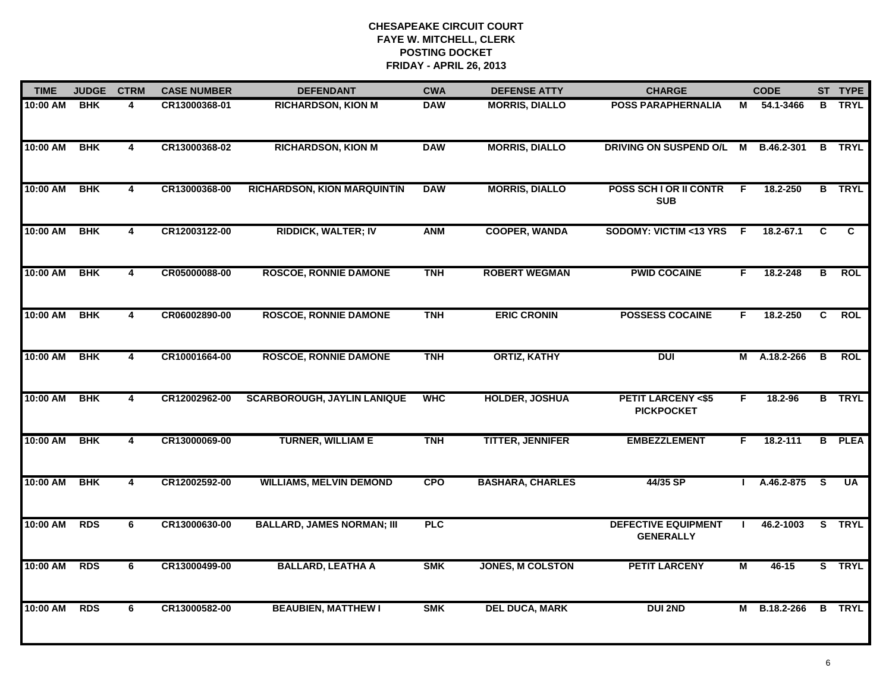**CHESAPEAKE CIRCUIT COURT**
**FAYE W. MITCHELL, CLERK**
**POSTING DOCKET**
**FRIDAY - APRIL 26, 2013**

| TIME | JUDGE | CTRM | CASE NUMBER | DEFENDANT | CWA | DEFENSE ATTY | CHARGE | | CODE | ST | TYPE |
|---|---|---|---|---|---|---|---|---|---|---|---|
| 10:00 AM | BHK | 4 | CR13000368-01 | RICHARDSON, KION M | DAW | MORRIS, DIALLO | POSS PARAPHERNALIA | M | 54.1-3466 | B | TRYL |
| 10:00 AM | BHK | 4 | CR13000368-02 | RICHARDSON, KION M | DAW | MORRIS, DIALLO | DRIVING ON SUSPEND O/L | M | B.46.2-301 | B | TRYL |
| 10:00 AM | BHK | 4 | CR13000368-00 | RICHARDSON, KION MARQUINTIN | DAW | MORRIS, DIALLO | POSS SCH I OR II CONTR SUB | F | 18.2-250 | B | TRYL |
| 10:00 AM | BHK | 4 | CR12003122-00 | RIDDICK, WALTER; IV | ANM | COOPER, WANDA | SODOMY: VICTIM <13 YRS | F | 18.2-67.1 | C | C |
| 10:00 AM | BHK | 4 | CR05000088-00 | ROSCOE, RONNIE DAMONE | TNH | ROBERT WEGMAN | PWID COCAINE | F | 18.2-248 | B | ROL |
| 10:00 AM | BHK | 4 | CR06002890-00 | ROSCOE, RONNIE DAMONE | TNH | ERIC CRONIN | POSSESS COCAINE | F | 18.2-250 | C | ROL |
| 10:00 AM | BHK | 4 | CR10001664-00 | ROSCOE, RONNIE DAMONE | TNH | ORTIZ, KATHY | DUI | M | A.18.2-266 | B | ROL |
| 10:00 AM | BHK | 4 | CR12002962-00 | SCARBOROUGH, JAYLIN LANIQUE | WHC | HOLDER, JOSHUA | PETIT LARCENY <$5 PICKPOCKET | F | 18.2-96 | B | TRYL |
| 10:00 AM | BHK | 4 | CR13000069-00 | TURNER, WILLIAM E | TNH | TITTER, JENNIFER | EMBEZZLEMENT | F | 18.2-111 | B | PLEA |
| 10:00 AM | BHK | 4 | CR12002592-00 | WILLIAMS, MELVIN DEMOND | CPO | BASHARA, CHARLES | 44/35 SP | I | A.46.2-875 | S | UA |
| 10:00 AM | RDS | 6 | CR13000630-00 | BALLARD, JAMES NORMAN; III | PLC | | DEFECTIVE EQUIPMENT GENERALLY | I | 46.2-1003 | S | TRYL |
| 10:00 AM | RDS | 6 | CR13000499-00 | BALLARD, LEATHA A | SMK | JONES, M COLSTON | PETIT LARCENY | M | 46-15 | S | TRYL |
| 10:00 AM | RDS | 6 | CR13000582-00 | BEAUBIEN, MATTHEW I | SMK | DEL DUCA, MARK | DUI 2ND | M | B.18.2-266 | B | TRYL |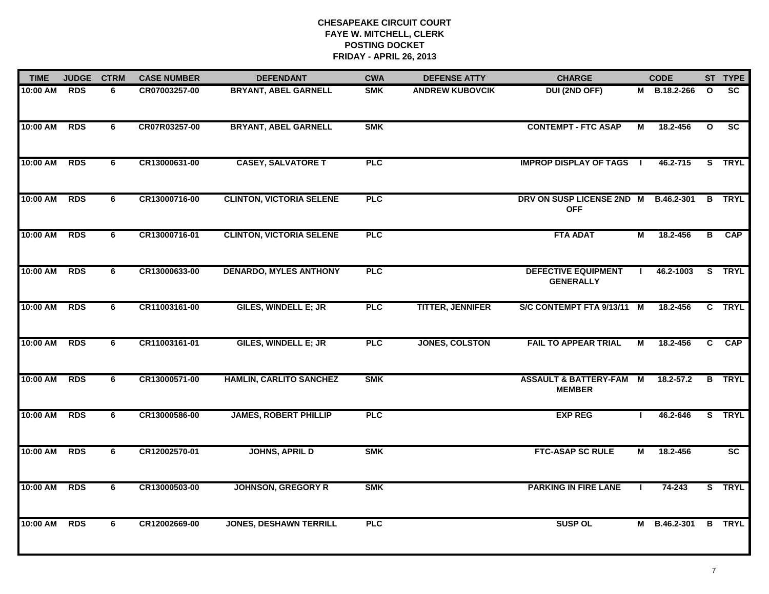# CHESAPEAKE CIRCUIT COURT
## FAYE W. MITCHELL, CLERK
## POSTING DOCKET
## FRIDAY - APRIL 26, 2013

| TIME | JUDGE | CTRM | CASE NUMBER | DEFENDANT | CWA | DEFENSE ATTY | CHARGE | | CODE | ST | TYPE |
|---|---|---|---|---|---|---|---|---|---|---|---|
| 10:00 AM | RDS | 6 | CR07003257-00 | BRYANT, ABEL GARNELL | SMK | ANDREW KUBOVCIK | DUI (2ND OFF) | M | B.18.2-266 | O | SC |
| 10:00 AM | RDS | 6 | CR07R03257-00 | BRYANT, ABEL GARNELL | SMK | | CONTEMPT - FTC ASAP | M | 18.2-456 | O | SC |
| 10:00 AM | RDS | 6 | CR13000631-00 | CASEY, SALVATORE T | PLC | | IMPROP DISPLAY OF TAGS | I | 46.2-715 | S | TRYL |
| 10:00 AM | RDS | 6 | CR13000716-00 | CLINTON, VICTORIA SELENE | PLC | | DRV ON SUSP LICENSE 2ND OFF | M | B.46.2-301 | B | TRYL |
| 10:00 AM | RDS | 6 | CR13000716-01 | CLINTON, VICTORIA SELENE | PLC | | FTA ADAT | M | 18.2-456 | B | CAP |
| 10:00 AM | RDS | 6 | CR13000633-00 | DENARDO, MYLES ANTHONY | PLC | | DEFECTIVE EQUIPMENT GENERALLY | I | 46.2-1003 | S | TRYL |
| 10:00 AM | RDS | 6 | CR11003161-00 | GILES, WINDELL E; JR | PLC | TITTER, JENNIFER | S/C CONTEMPT FTA 9/13/11 | M | 18.2-456 | C | TRYL |
| 10:00 AM | RDS | 6 | CR11003161-01 | GILES, WINDELL E; JR | PLC | JONES, COLSTON | FAIL TO APPEAR TRIAL | M | 18.2-456 | C | CAP |
| 10:00 AM | RDS | 6 | CR13000571-00 | HAMLIN, CARLITO SANCHEZ | SMK | | ASSAULT & BATTERY-FAM MEMBER | M | 18.2-57.2 | B | TRYL |
| 10:00 AM | RDS | 6 | CR13000586-00 | JAMES, ROBERT PHILLIP | PLC | | EXP REG | I | 46.2-646 | S | TRYL |
| 10:00 AM | RDS | 6 | CR12002570-01 | JOHNS, APRIL D | SMK | | FTC-ASAP SC RULE | M | 18.2-456 | | SC |
| 10:00 AM | RDS | 6 | CR13000503-00 | JOHNSON, GREGORY R | SMK | | PARKING IN FIRE LANE | I | 74-243 | S | TRYL |
| 10:00 AM | RDS | 6 | CR12002669-00 | JONES, DESHAWN TERRILL | PLC | | SUSP OL | M | B.46.2-301 | B | TRYL |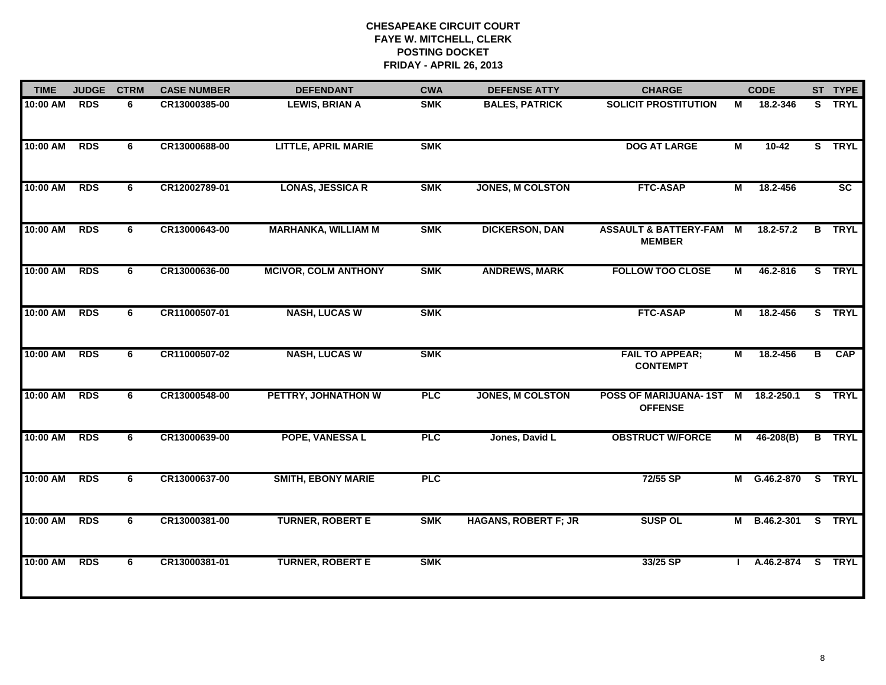# CHESAPEAKE CIRCUIT COURT
## FAYE W. MITCHELL, CLERK
## POSTING DOCKET
## FRIDAY - APRIL 26, 2013

| TIME | JUDGE | CTRM | CASE NUMBER | DEFENDANT | CWA | DEFENSE ATTY | CHARGE | | CODE | ST | TYPE |
|---|---|---|---|---|---|---|---|---|---|---|---|
| 10:00 AM | RDS | 6 | CR13000385-00 | LEWIS, BRIAN A | SMK | BALES, PATRICK | SOLICIT PROSTITUTION | M | 18.2-346 | S | TRYL |
| 10:00 AM | RDS | 6 | CR13000688-00 | LITTLE, APRIL MARIE | SMK | | DOG AT LARGE | M | 10-42 | S | TRYL |
| 10:00 AM | RDS | 6 | CR12002789-01 | LONAS, JESSICA R | SMK | JONES, M COLSTON | FTC-ASAP | M | 18.2-456 | | SC |
| 10:00 AM | RDS | 6 | CR13000643-00 | MARHANKA, WILLIAM M | SMK | DICKERSON, DAN | ASSAULT & BATTERY-FAM MEMBER | M | 18.2-57.2 | B | TRYL |
| 10:00 AM | RDS | 6 | CR13000636-00 | MCIVOR, COLM ANTHONY | SMK | ANDREWS, MARK | FOLLOW TOO CLOSE | M | 46.2-816 | S | TRYL |
| 10:00 AM | RDS | 6 | CR11000507-01 | NASH, LUCAS W | SMK | | FTC-ASAP | M | 18.2-456 | S | TRYL |
| 10:00 AM | RDS | 6 | CR11000507-02 | NASH, LUCAS W | SMK | | FAIL TO APPEAR; CONTEMPT | M | 18.2-456 | B | CAP |
| 10:00 AM | RDS | 6 | CR13000548-00 | PETTRY, JOHNATHON W | PLC | JONES, M COLSTON | POSS OF MARIJUANA- 1ST OFFENSE | M | 18.2-250.1 | S | TRYL |
| 10:00 AM | RDS | 6 | CR13000639-00 | POPE, VANESSA L | PLC | Jones, David L | OBSTRUCT W/FORCE | M | 46-208(B) | B | TRYL |
| 10:00 AM | RDS | 6 | CR13000637-00 | SMITH, EBONY MARIE | PLC | | 72/55 SP | M | G.46.2-870 | S | TRYL |
| 10:00 AM | RDS | 6 | CR13000381-00 | TURNER, ROBERT E | SMK | HAGANS, ROBERT F; JR | SUSP OL | M | B.46.2-301 | S | TRYL |
| 10:00 AM | RDS | 6 | CR13000381-01 | TURNER, ROBERT E | SMK | | 33/25 SP | I | A.46.2-874 | S | TRYL |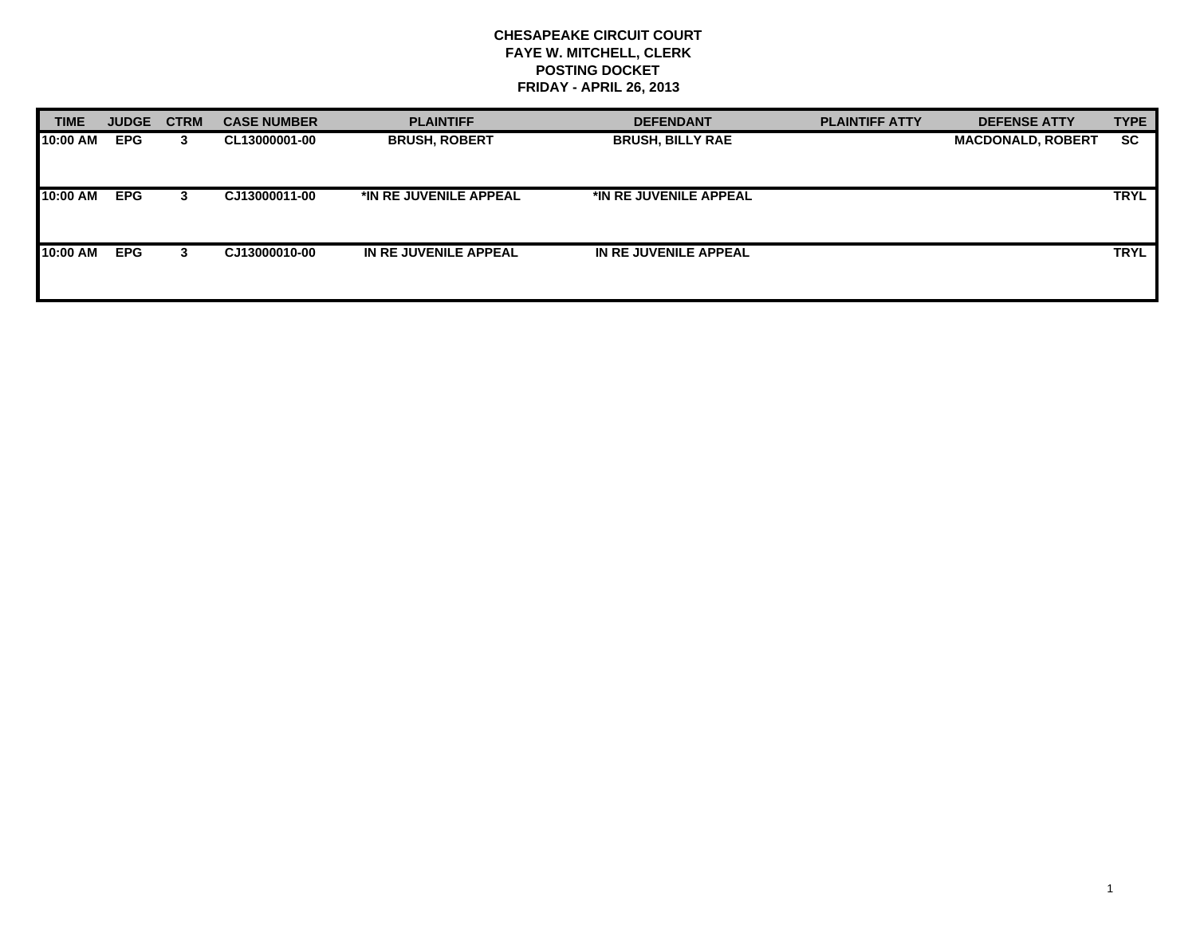**CHESAPEAKE CIRCUIT COURT**
**FAYE W. MITCHELL, CLERK**
**POSTING DOCKET**
**FRIDAY - APRIL 26, 2013**

| TIME | JUDGE | CTRM | CASE NUMBER | PLAINTIFF | DEFENDANT | PLAINTIFF ATTY | DEFENSE ATTY | TYPE |
|---|---|---|---|---|---|---|---|---|
| 10:00 AM | EPG | 3 | CL13000001-00 | BRUSH, ROBERT | BRUSH, BILLY RAE | | MACDONALD, ROBERT | SC |
| 10:00 AM | EPG | 3 | CJ13000011-00 | *IN RE JUVENILE APPEAL | *IN RE JUVENILE APPEAL | | | TRYL |
| 10:00 AM | EPG | 3 | CJ13000010-00 | IN RE JUVENILE APPEAL | IN RE JUVENILE APPEAL | | | TRYL |